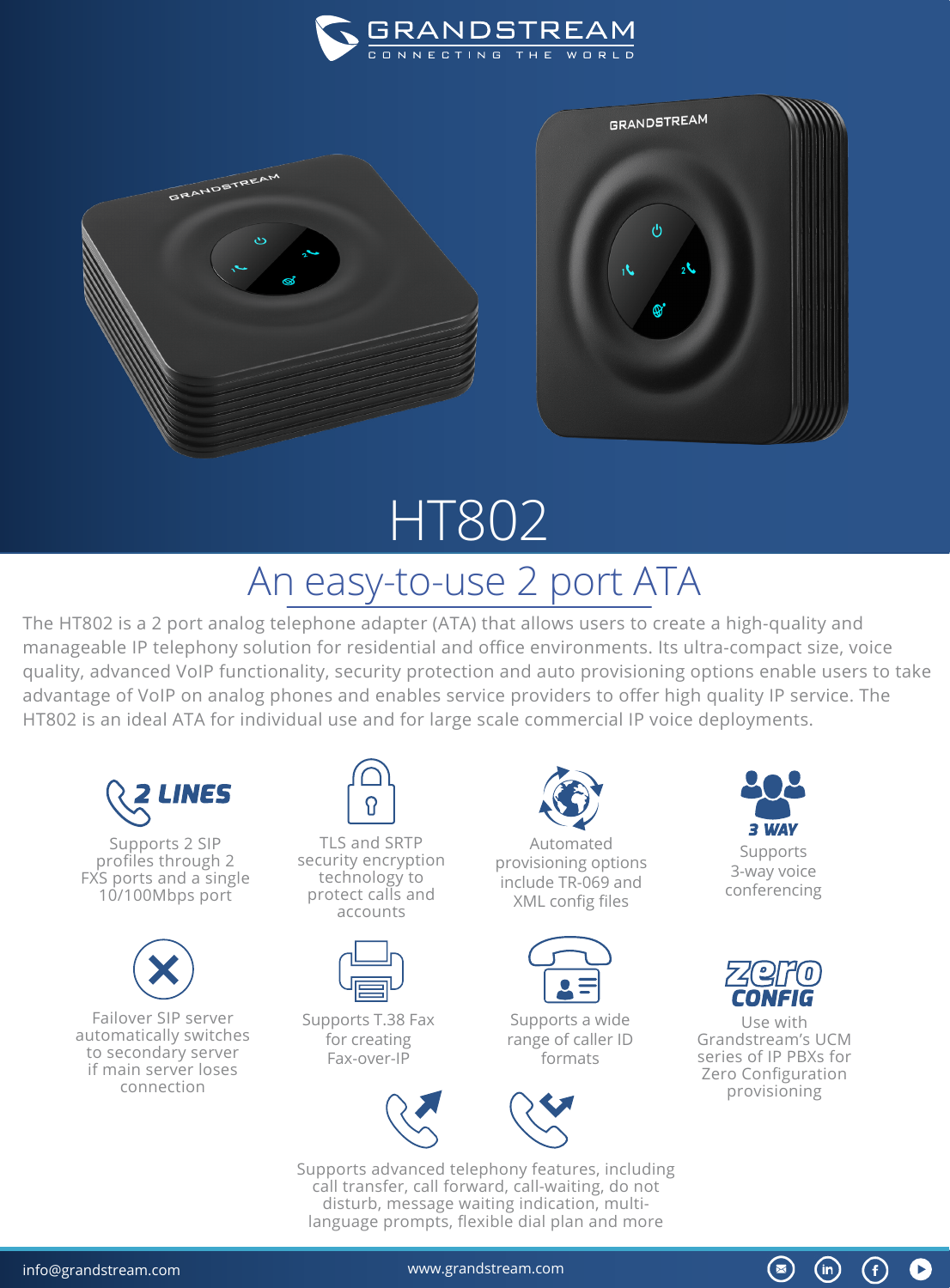GRANDSTREAM

CONNECTING THE WORLD

# HT802

## An easy-to-use 2 port ATA

The HT802 is a 2 port analog telephone adapter (ATA) that allows users to create a high-quality and manageable IP telephony solution for residential and office environments. Its ultra-compact size, voice quality, advanced VoIP functionality, security protection and auto provisioning options enable users to take advantage of VoIP on analog phones and enables service providers to offer high quality IP service. The HT802 is an ideal ATA for individual use and for large scale commercial IP voice deployments.

**2 LINES**

Supports 2 SIP profiles through 2 FXS ports and a single 10/100Mbps port

TLS and SRTP security encryption technology to protect calls and accounts

Automated provisioning options include TR-069 and XML config files

**3 WAY**

Supports 3-way voice conferencing

Failover SIP server automatically switches to secondary server if main server loses connection

Supports T.38 Fax for creating Fax-over-IP

Supports a wide range of caller ID formats

**zero CONFIG**

Use with Grandstream's UCM series of IP PBXs for Zero Configuration provisioning

Supports advanced telephony features, including call transfer, call forward, call-waiting, do not disturb, message waiting indication, multi-language prompts, flexible dial plan and more

info@grandstream.com www.grandstream.com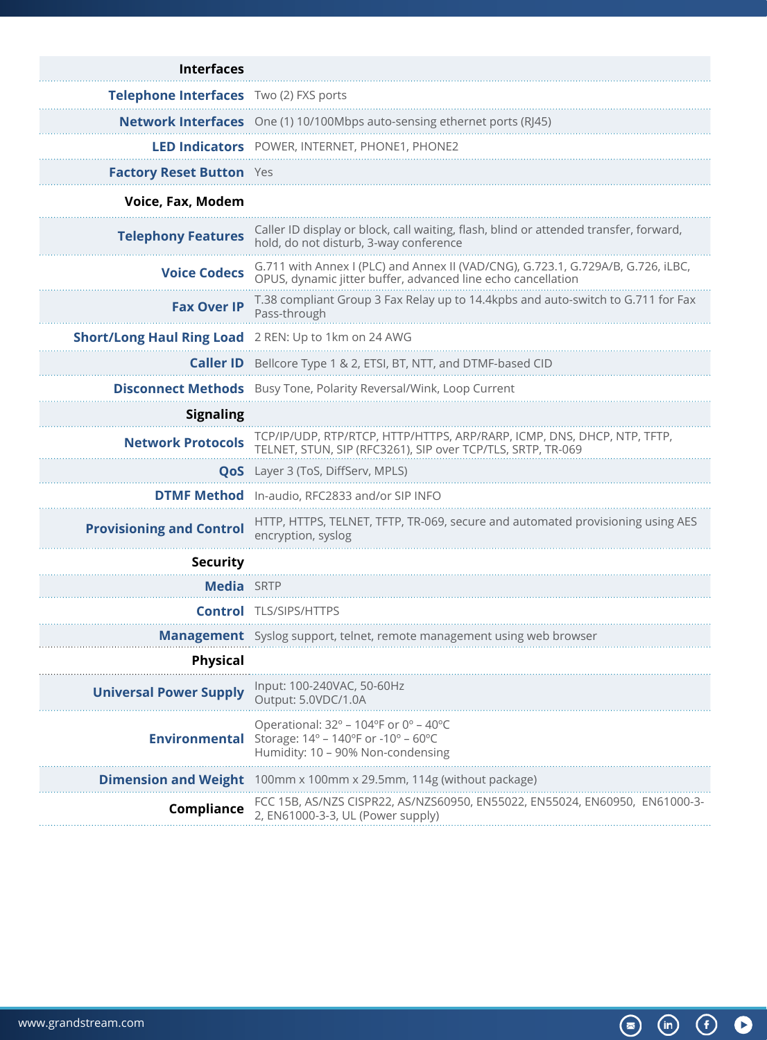| | |
|---|---|
| **Interfaces** | |
| **Telephone Interfaces** | Two (2) FXS ports |
| **Network Interfaces** | One (1) 10/100Mbps auto-sensing ethernet ports (RJ45) |
| **LED Indicators** | POWER, INTERNET, PHONE1, PHONE2 |
| **Factory Reset Button** | Yes |
| **Voice, Fax, Modem** | |
| **Telephony Features** | Caller ID display or block, call waiting, flash, blind or attended transfer, forward, hold, do not disturb, 3-way conference |
| **Voice Codecs** | G.711 with Annex I (PLC) and Annex II (VAD/CNG), G.723.1, G.729A/B, G.726, iLBC, OPUS, dynamic jitter buffer, advanced line echo cancellation |
| **Fax Over IP** | T.38 compliant Group 3 Fax Relay up to 14.4kpbs and auto-switch to G.711 for Fax Pass-through |
| **Short/Long Haul Ring Load** | 2 REN: Up to 1km on 24 AWG |
| **Caller ID** | Bellcore Type 1 & 2, ETSI, BT, NTT, and DTMF-based CID |
| **Disconnect Methods** | Busy Tone, Polarity Reversal/Wink, Loop Current |
| **Signaling** | |
| **Network Protocols** | TCP/IP/UDP, RTP/RTCP, HTTP/HTTPS, ARP/RARP, ICMP, DNS, DHCP, NTP, TFTP, TELNET, STUN, SIP (RFC3261), SIP over TCP/TLS, SRTP, TR-069 |
| **QoS** | Layer 3 (ToS, DiffServ, MPLS) |
| **DTMF Method** | In-audio, RFC2833 and/or SIP INFO |
| **Provisioning and Control** | HTTP, HTTPS, TELNET, TFTP, TR-069, secure and automated provisioning using AES encryption, syslog |
| **Security** | |
| **Media** | SRTP |
| **Control** | TLS/SIPS/HTTPS |
| **Management** | Syslog support, telnet, remote management using web browser |
| **Physical** | |
| **Universal Power Supply** | Input: 100-240VAC, 50-60Hz<br>Output: 5.0VDC/1.0A |
| **Environmental** | Operational: 32º – 104ºF or 0º – 40ºC<br>Storage: 14º – 140ºF or -10º – 60ºC<br>Humidity: 10 – 90% Non-condensing |
| **Dimension and Weight** | 100mm x 100mm x 29.5mm, 114g (without package) |
| **Compliance** | FCC 15B, AS/NZS CISPR22, AS/NZS60950, EN55022, EN55024, EN60950, EN61000-3-2, EN61000-3-3, UL (Power supply) |

www.grandstream.com